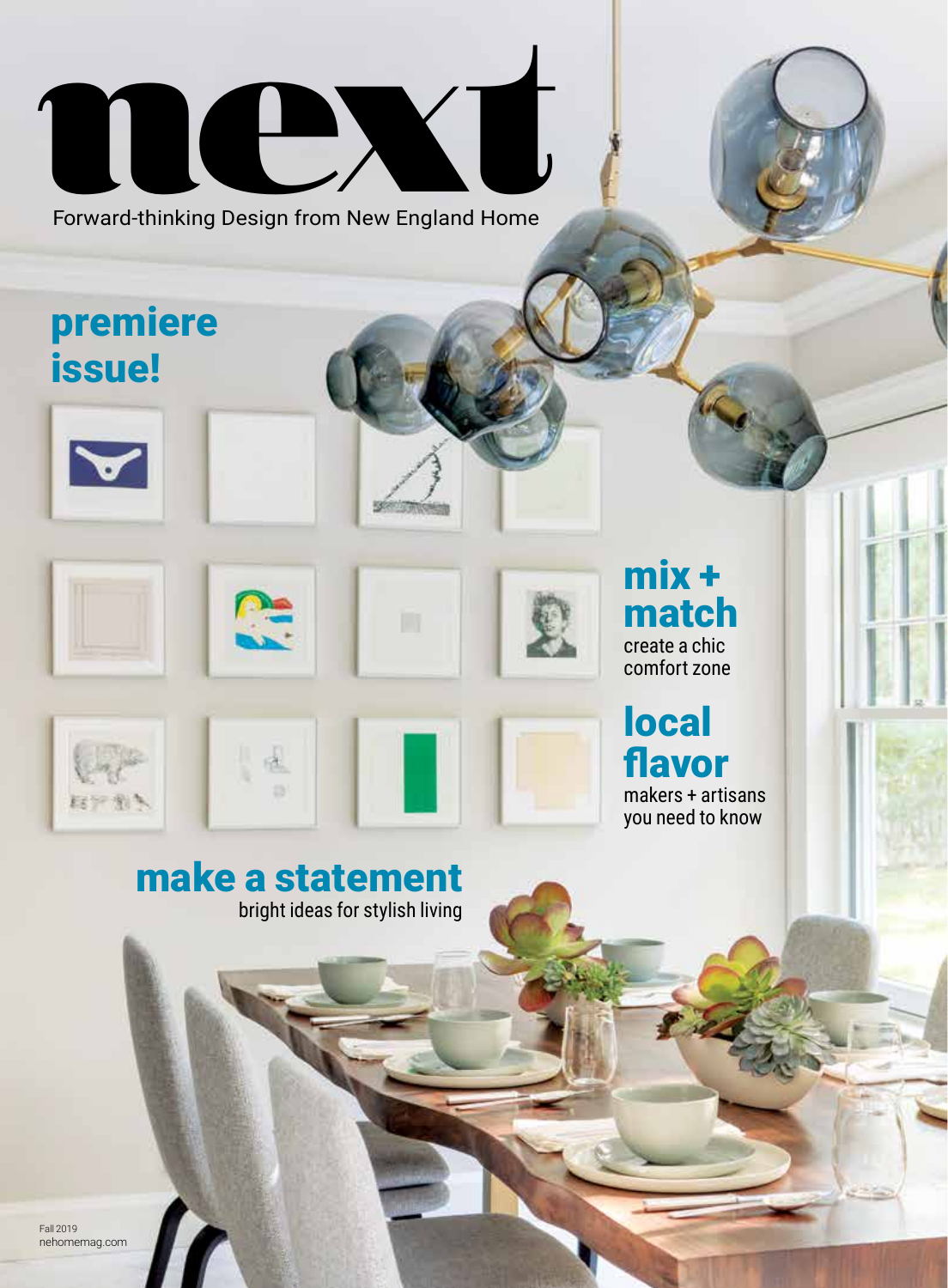# next

Forward-thinking Design from New England Home

## premiere issue!

## mix + match

create a chic comfort zone

## local flavor

makers + artisans you need to know

## make a statement

bright ideas for stylish living

Fall 2019
nehomemag.com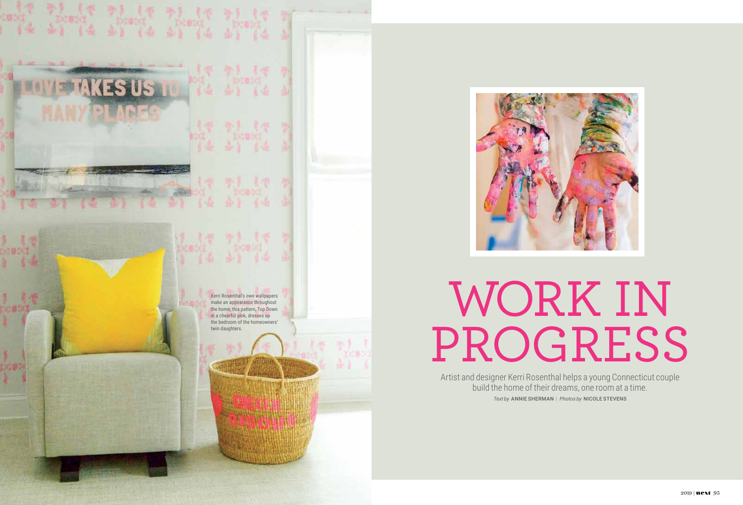Kerri Rosenthal's own wallpapers make an appearance throughout the home; this pattern, Top Down in a cheerful pink, dresses up the bedroom of the homeowners' twin daughters.

# WORK IN PROGRESS

Artist and designer Kerri Rosenthal helps a young Connecticut couple build the home of their dreams, one room at a time.

*Text by* ANNIE SHERMAN | *Photos by* NICOLE STEVENS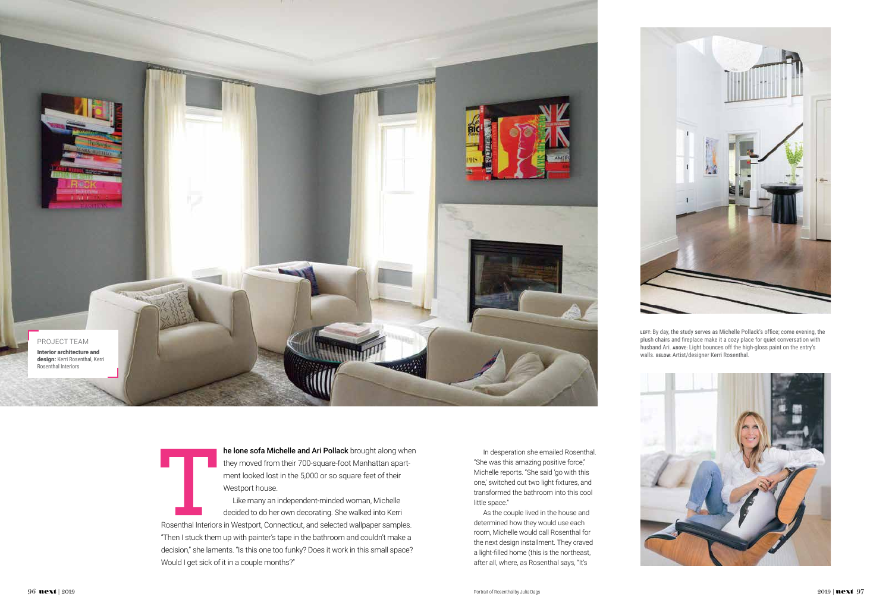PROJECT TEAM

**Interior architecture and design:** Kerri Rosenthal, Kerri Rosenthal Interiors

**LEFT:** By day, the study serves as Michelle Pollack's office; come evening, the plush chairs and fireplace make it a cozy place for quiet conversation with husband Ari. **ABOVE:** Light bounces off the high-gloss paint on the entry's walls. **BELOW:** Artist/designer Kerri Rosenthal.

**The lone sofa Michelle and Ari Pollack** brought along when they moved from their 700-square-foot Manhattan apartment looked lost in the 5,000 or so square feet of their Westport house.

Like many an independent-minded woman, Michelle decided to do her own decorating. She walked into Kerri Rosenthal Interiors in Westport, Connecticut, and selected wallpaper samples. "Then I stuck them up with painter's tape in the bathroom and couldn't make a decision," she laments. "Is this one too funky? Does it work in this small space? Would I get sick of it in a couple months?"

In desperation she emailed Rosenthal. "She was this amazing positive force," Michelle reports. "She said 'go with this one,' switched out two light fixtures, and transformed the bathroom into this cool little space."

As the couple lived in the house and determined how they would use each room, Michelle would call Rosenthal for the next design installment. They craved a light-filled home (this is the northeast, after all, where, as Rosenthal says, "It's

Portrait of Rosenthal by Julia Dags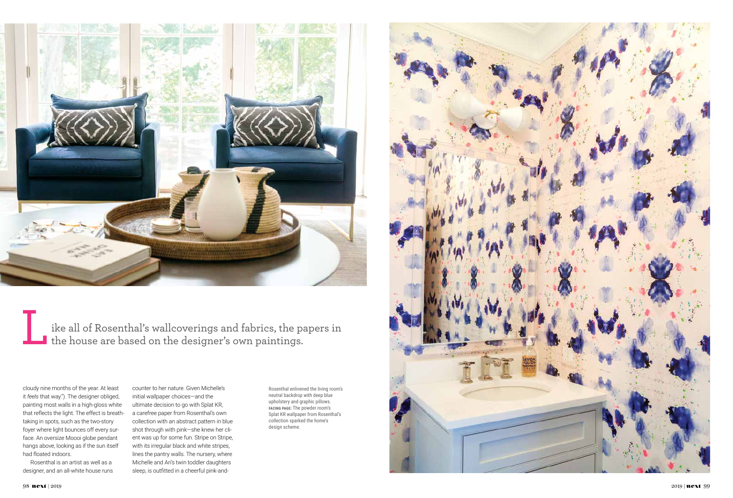Like all of Rosenthal's wallcoverings and fabrics, the papers in the house are based on the designer's own paintings.

cloudy nine months of the year. At least it *feels* that way."). The designer obliged, painting most walls in a high-gloss white that reflects the light. The effect is breathtaking in spots, such as the two-story foyer where light bounces off every surface. An oversize Moooi globe pendant hangs above, looking as if the sun itself had floated indoors.

Rosenthal is an artist as well as a designer, and an all-white house runs counter to her nature. Given Michelle's initial wallpaper choices—and the ultimate decision to go with Splat KR, a carefree paper from Rosenthal's own collection with an abstract pattern in blue shot through with pink—she knew her client was up for some fun. Stripe on Stripe, with its irregular black and white stripes, lines the pantry walls. The nursery, where Michelle and Ari's twin toddler daughters sleep, is outfitted in a cheerful pink-and-

Rosenthal enlivened the living room's neutral backdrop with deep blue upholstery and graphic pillows. **FACING PAGE:** The powder room's Splat KR wallpaper from Rosenthal's collection sparked the home's design scheme.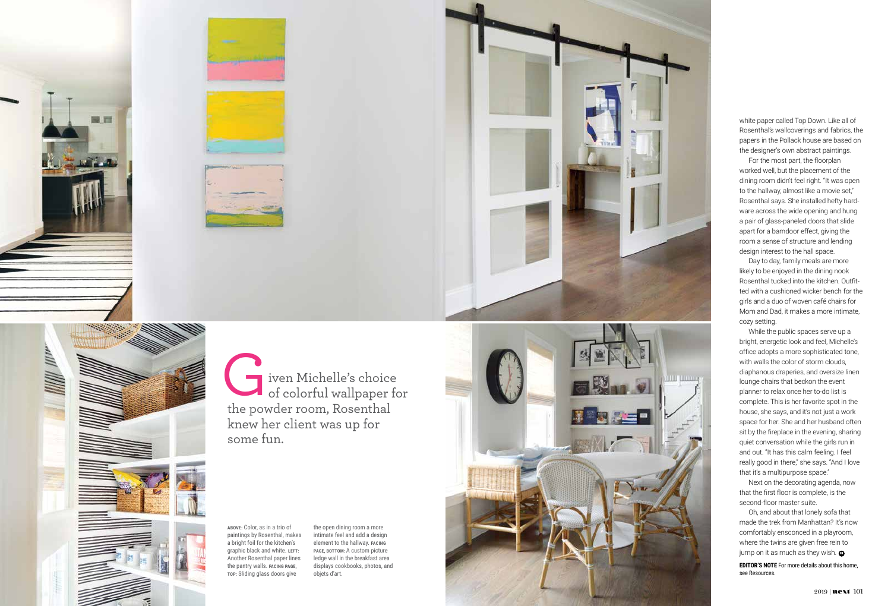white paper called Top Down. Like all of Rosenthal's wallcoverings and fabrics, the papers in the Pollack house are based on the designer's own abstract paintings.

For the most part, the floorplan worked well, but the placement of the dining room didn't feel right. "It was open to the hallway, almost like a movie set," Rosenthal says. She installed hefty hardware across the wide opening and hung a pair of glass-paneled doors that slide apart for a barndoor effect, giving the room a sense of structure and lending design interest to the hall space.

Day to day, family meals are more likely to be enjoyed in the dining nook Rosenthal tucked into the kitchen. Outfitted with a cushioned wicker bench for the girls and a duo of woven café chairs for Mom and Dad, it makes a more intimate, cozy setting.

While the public spaces serve up a bright, energetic look and feel, Michelle's office adopts a more sophisticated tone, with walls the color of storm clouds, diaphanous draperies, and oversize linen lounge chairs that beckon the event planner to relax once her to-do list is complete. This is her favorite spot in the house, she says, and it's not just a work space for her. She and her husband often sit by the fireplace in the evening, sharing quiet conversation while the girls run in and out. "It has this calm feeling. I feel really good in there," she says. "And I love that it's a multipurpose space."

Next on the decorating agenda, now that the first floor is complete, is the second-floor master suite.

Oh, and about that lonely sofa that made the trek from Manhattan? It's now comfortably ensconced in a playroom, where the twins are given free rein to jump on it as much as they wish.

**EDITOR'S NOTE** For more details about this home, see Resources.

Given Michelle's choice of colorful wallpaper for the powder room, Rosenthal knew her client was up for some fun.

**ABOVE:** Color, as in a trio of paintings by Rosenthal, makes a bright foil for the kitchen's graphic black and white. **LEFT:** Another Rosenthal paper lines the pantry walls. **FACING PAGE, TOP:** Sliding glass doors give the open dining room a more intimate feel and add a design element to the hallway. **FACING PAGE, BOTTOM:** A custom picture ledge wall in the breakfast area displays cookbooks, photos, and objets d'art.